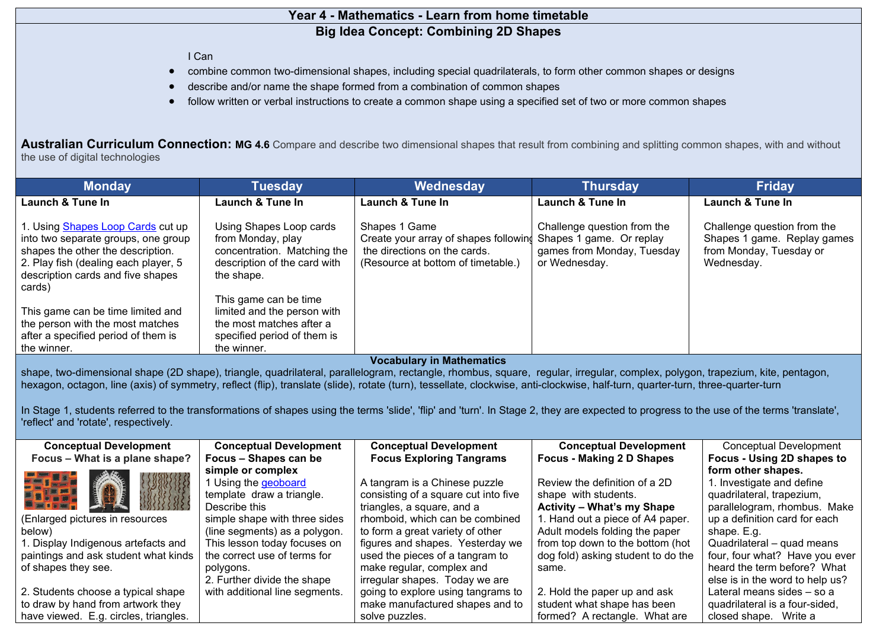# Year 4 - Mathematics - Learn from home timetable

## Big Idea Concept: Combining 2D Shapes

I Can

- combine common two-dimensional shapes, including special quadrilaterals, to form other common shapes or designs
- describe and/or name the shape formed from a combination of common shapes
- follow written or verbal instructions to create a common shape using a specified set of two or more common shapes

**Australian Curriculum Connection: MG 4.6** Compare and describe two dimensional shapes that result from combining and splitting common shapes, with and without the use of digital technologies

| Monday | Tuesday | Wednesday | Thursday | Friday |
|---|---|---|---|---|
| **Launch & Tune In**<br><br>1. Using Shapes Loop Cards cut up into two separate groups, one group shapes the other the description.<br>2. Play fish (dealing each player, 5 description cards and five shapes cards)<br><br>This game can be time limited and the person with the most matches after a specified period of them is the winner. | **Launch & Tune In**<br><br>Using Shapes Loop cards from Monday, play concentration. Matching the description of the card with the shape.<br><br>This game can be time limited and the person with the most matches after a specified period of them is the winner. | **Launch & Tune In**<br><br>Shapes 1 Game<br>Create your array of shapes following the directions on the cards.<br>(Resource at bottom of timetable.) | **Launch & Tune In**<br><br>Challenge question from the Shapes 1 game. Or replay games from Monday, Tuesday or Wednesday. | **Launch & Tune In**<br><br>Challenge question from the Shapes 1 game. Replay games from Monday, Tuesday or Wednesday. |

**Vocabulary in Mathematics**

shape, two-dimensional shape (2D shape), triangle, quadrilateral, parallelogram, rectangle, rhombus, square, regular, irregular, complex, polygon, trapezium, kite, pentagon, hexagon, octagon, line (axis) of symmetry, reflect (flip), translate (slide), rotate (turn), tessellate, clockwise, anti-clockwise, half-turn, quarter-turn, three-quarter-turn

In Stage 1, students referred to the transformations of shapes using the terms 'slide', 'flip' and 'turn'. In Stage 2, they are expected to progress to the use of the terms 'translate', 'reflect' and 'rotate', respectively.

| Monday | Tuesday | Wednesday | Thursday | Friday |
|---|---|---|---|---|
| **Conceptual Development**<br>**Focus – What is a plane shape?**<br><br>(Enlarged pictures in resources below)<br>1. Display Indigenous artefacts and paintings and ask student what kinds of shapes they see.<br><br>2. Students choose a typical shape to draw by hand from artwork they have viewed. E.g. circles, triangles. | **Conceptual Development**<br>**Focus – Shapes can be simple or complex**<br>1 Using the geoboard template draw a triangle. Describe this simple shape with three sides (line segments) as a polygon. This lesson today focuses on the correct use of terms for polygons.<br>2. Further divide the shape with additional line segments. | **Conceptual Development**<br>**Focus Exploring Tangrams**<br><br>A tangram is a Chinese puzzle consisting of a square cut into five triangles, a square, and a rhomboid, which can be combined to form a great variety of other figures and shapes. Yesterday we used the pieces of a tangram to make regular, complex and irregular shapes. Today we are going to explore using tangrams to make manufactured shapes and to solve puzzles. | **Conceptual Development**<br>**Focus - Making 2 D Shapes**<br><br>Review the definition of a 2D shape with students.<br>**Activity – What's my Shape**<br>1. Hand out a piece of A4 paper. Adult models folding the paper from top down to the bottom (hot dog fold) asking student to do the same.<br><br>2. Hold the paper up and ask student what shape has been formed? A rectangle. What are | Conceptual Development<br>**Focus - Using 2D shapes to form other shapes.**<br>1. Investigate and define quadrilateral, trapezium, parallelogram, rhombus. Make up a definition card for each shape. E.g.<br>Quadrilateral – quad means four, four what? Have you ever heard the term before? What else is in the word to help us? Lateral means sides – so a quadrilateral is a four-sided, closed shape. Write a |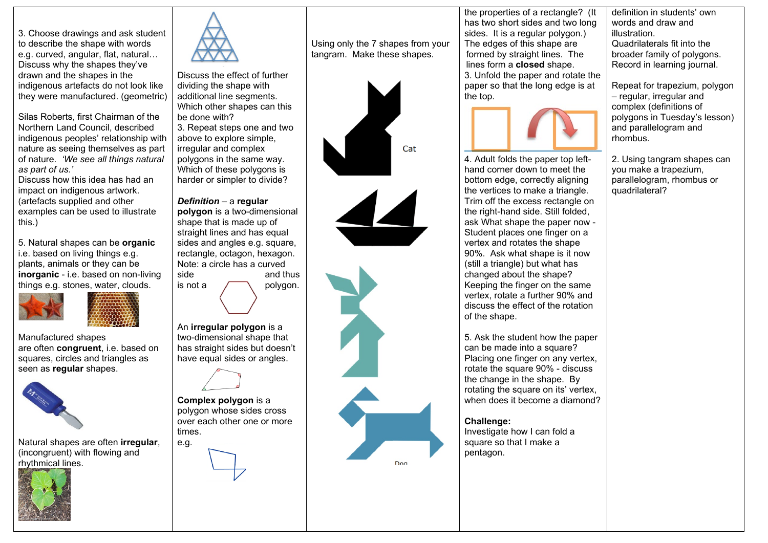3. Choose drawings and ask student to describe the shape with words e.g. curved, angular, flat, natural… Discuss why the shapes they've drawn and the shapes in the indigenous artefacts do not look like they were manufactured. (geometric)

Silas Roberts, first Chairman of the Northern Land Council, described indigenous peoples' relationship with nature as seeing themselves as part of nature. *'We see all things natural as part of us.'*
Discuss how this idea has had an impact on indigenous artwork. (artefacts supplied and other examples can be used to illustrate this.)

5. Natural shapes can be **organic** i.e. based on living things e.g. plants, animals or they can be **inorganic** - i.e. based on non-living things e.g. stones, water, clouds.

Manufactured shapes are often **congruent**, i.e. based on squares, circles and triangles as seen as **regular** shapes.

Natural shapes are often **irregular**, (incongruent) with flowing and rhythmical lines.

Discuss the effect of further dividing the shape with additional line segments. Which other shapes can this be done with?
3. Repeat steps one and two above to explore simple, irregular and complex polygons in the same way. Which of these polygons is harder or simpler to divide?

***Definition*** – a **regular polygon** is a two-dimensional shape that is made up of straight lines and has equal sides and angles e.g. square, rectangle, octagon, hexagon. Note: a circle has a curved side and thus is not a polygon.

An **irregular polygon** is a two-dimensional shape that has straight sides but doesn't have equal sides or angles.

**Complex polygon** is a polygon whose sides cross over each other one or more times.
e.g.

Using only the 7 shapes from your tangram. Make these shapes.

Cat

Dog

the properties of a rectangle? (It has two short sides and two long sides. It is a regular polygon.) The edges of this shape are formed by straight lines. The lines form a **closed** shape.
3. Unfold the paper and rotate the paper so that the long edge is at the top.

4. Adult folds the paper top left-hand corner down to meet the bottom edge, correctly aligning the vertices to make a triangle. Trim off the excess rectangle on the right-hand side. Still folded, ask What shape the paper now - Student places one finger on a vertex and rotates the shape 90%. Ask what shape is it now (still a triangle) but what has changed about the shape? Keeping the finger on the same vertex, rotate a further 90% and discuss the effect of the rotation of the shape.

5. Ask the student how the paper can be made into a square? Placing one finger on any vertex, rotate the square 90% - discuss the change in the shape. By rotating the square on its' vertex, when does it become a diamond?

**Challenge:**
Investigate how I can fold a square so that I make a pentagon.

definition in students' own words and draw and illustration.
Quadrilaterals fit into the broader family of polygons. Record in learning journal.

Repeat for trapezium, polygon – regular, irregular and complex (definitions of polygons in Tuesday's lesson) and parallelogram and rhombus.

2. Using tangram shapes can you make a trapezium, parallelogram, rhombus or quadrilateral?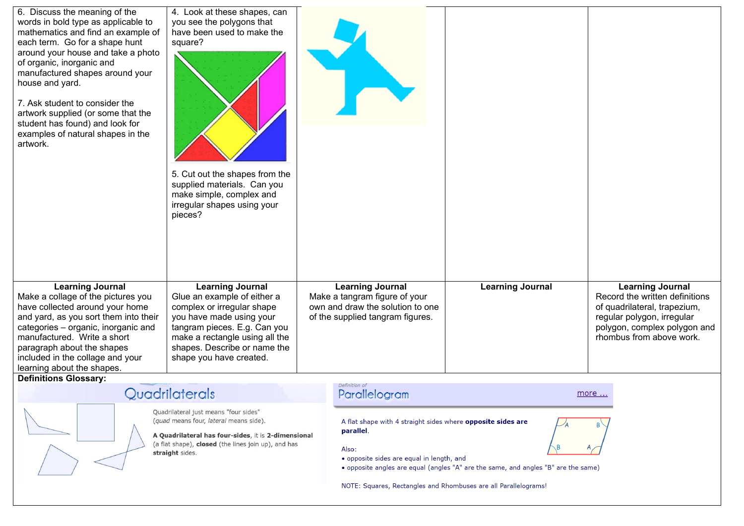| | | | | |
|---|---|---|---|---|
| 6. Discuss the meaning of the words in bold type as applicable to mathematics and find an example of each term. Go for a shape hunt around your house and take a photo of organic, inorganic and manufactured shapes around your house and yard.<br><br>7. Ask student to consider the artwork supplied (or some that the student has found) and look for examples of natural shapes in the artwork. | 4. Look at these shapes, can you see the polygons that have been used to make the square?<br><br>5. Cut out the shapes from the supplied materials. Can you make simple, complex and irregular shapes using your pieces? | | | |
| **Learning Journal**<br>Make a collage of the pictures you have collected around your home and yard, as you sort them into their categories – organic, inorganic and manufactured. Write a short paragraph about the shapes included in the collage and your learning about the shapes. | **Learning Journal**<br>Glue an example of either a complex or irregular shape you have made using your tangram pieces. E.g. Can you make a rectangle using all the shapes. Describe or name the shape you have created. | **Learning Journal**<br>Make a tangram figure of your own and draw the solution to one of the supplied tangram figures. | **Learning Journal** | **Learning Journal**<br>Record the written definitions of quadrilateral, trapezium, regular polygon, irregular polygon, complex polygon and rhombus from above work. |

**Definitions Glossary:**

## Quadrilaterals

Quadrilateral just means "four sides"
(*quad* means four, *lateral* means side).

**A Quadrilateral has four-sides**, it is **2-dimensional** (a flat shape), **closed** (the lines join up), and has **straight** sides.

*Definition of*

## Parallelogram

more ...

A flat shape with 4 straight sides where **opposite sides are parallel**.

Also:

- opposite sides are equal in length, and
- opposite angles are equal (angles "A" are the same, and angles "B" are the same)

NOTE: Squares, Rectangles and Rhombuses are all Parallelograms!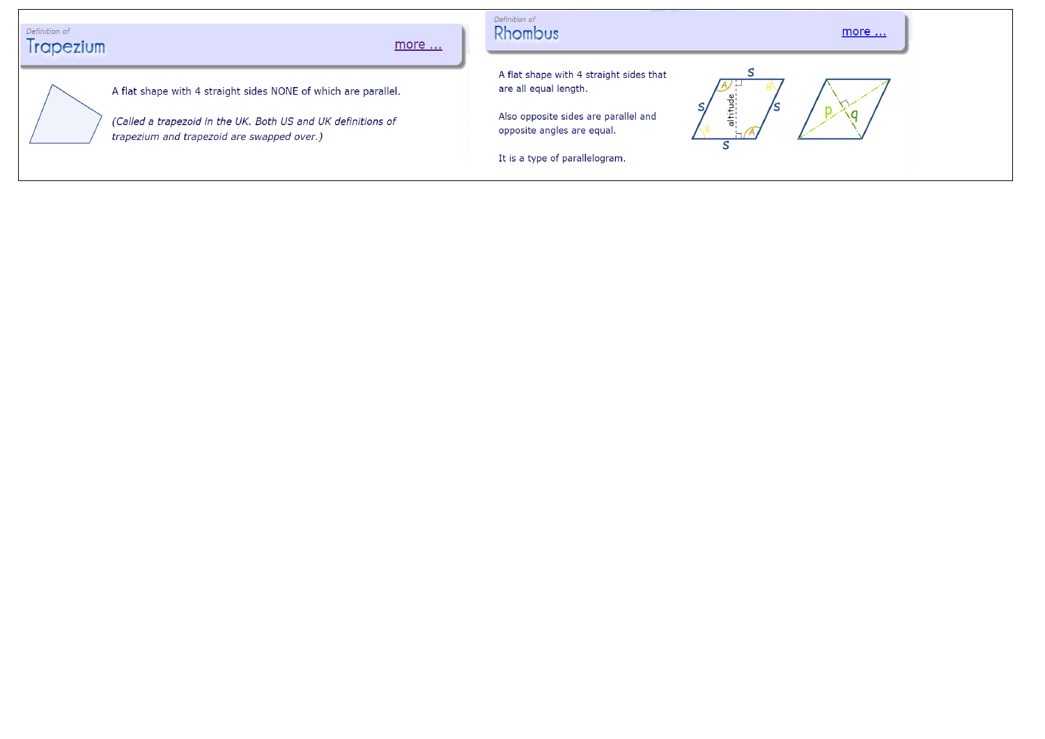Definition of

## Trapezium

more ...

A flat shape with 4 straight sides NONE of which are parallel.

*(Called a trapezoid in the UK. Both US and UK definitions of trapezium and trapezoid are swapped over.)*

Definition of

## Rhombus

more ...

A flat shape with 4 straight sides that are all equal length.

Also opposite sides are parallel and opposite angles are equal.

It is a type of parallelogram.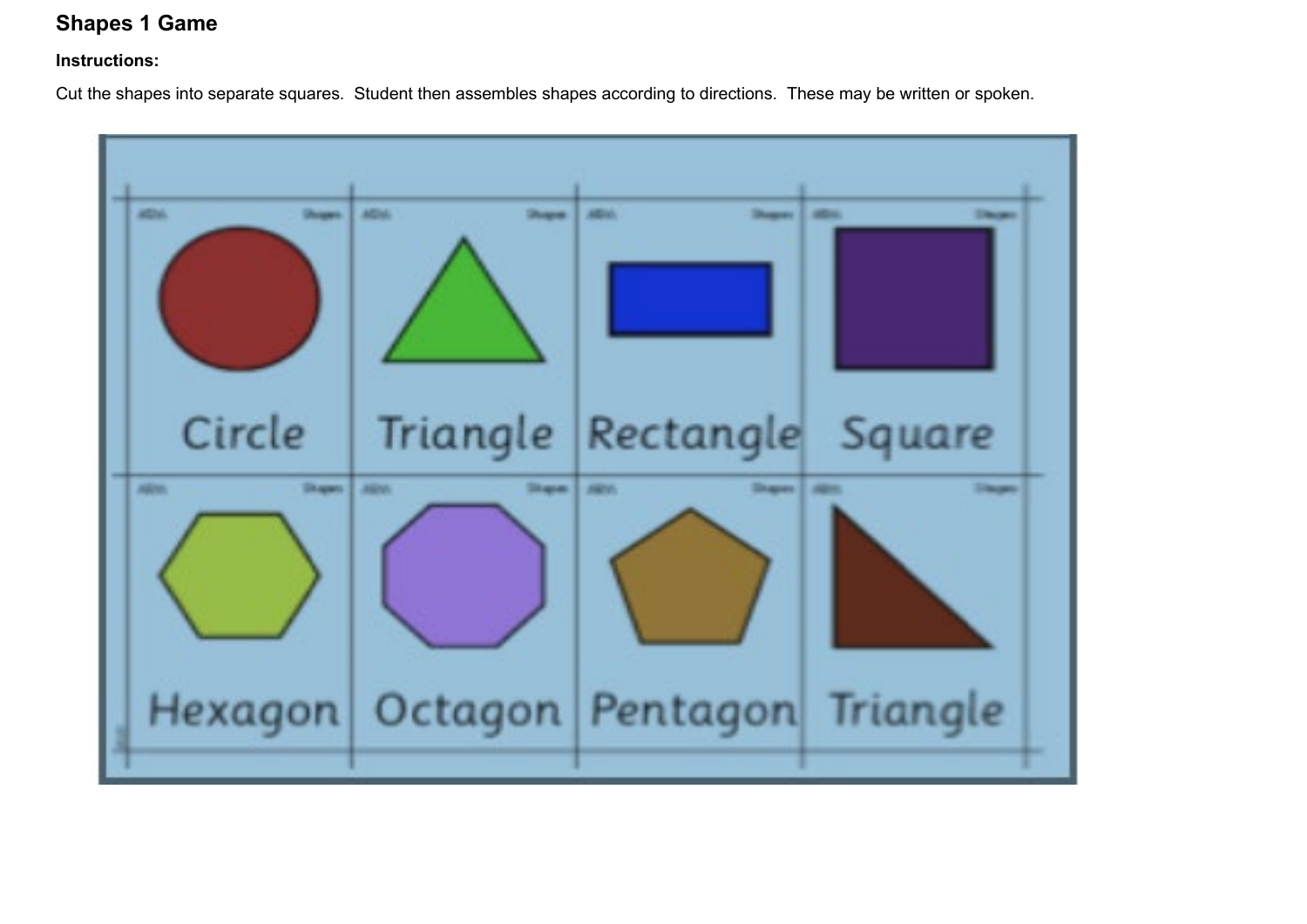## Shapes 1 Game

**Instructions:**

Cut the shapes into separate squares. Student then assembles shapes according to directions. These may be written or spoken.

| Circle | Triangle | Rectangle | Square |
| --- | --- | --- | --- |
| Hexagon | Octagon | Pentagon | Triangle |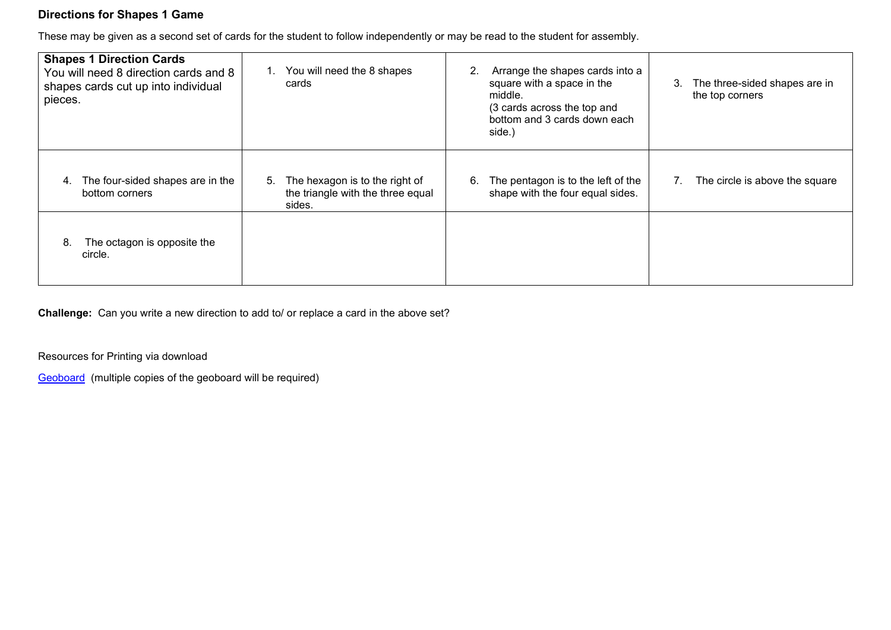**Directions for Shapes 1 Game**

These may be given as a second set of cards for the student to follow independently or may be read to the student for assembly.

| **Shapes 1 Direction Cards** You will need 8 direction cards and 8 shapes cards cut up into individual pieces. | 1. You will need the 8 shapes cards | 2. Arrange the shapes cards into a square with a space in the middle. (3 cards across the top and bottom and 3 cards down each side.) | 3. The three-sided shapes are in the top corners |
|---|---|---|---|
| 4. The four-sided shapes are in the bottom corners | 5. The hexagon is to the right of the triangle with the three equal sides. | 6. The pentagon is to the left of the shape with the four equal sides. | 7. The circle is above the square |
| 8. The octagon is opposite the circle. | | | |

**Challenge:** Can you write a new direction to add to/ or replace a card in the above set?

Resources for Printing via download

Geoboard (multiple copies of the geoboard will be required)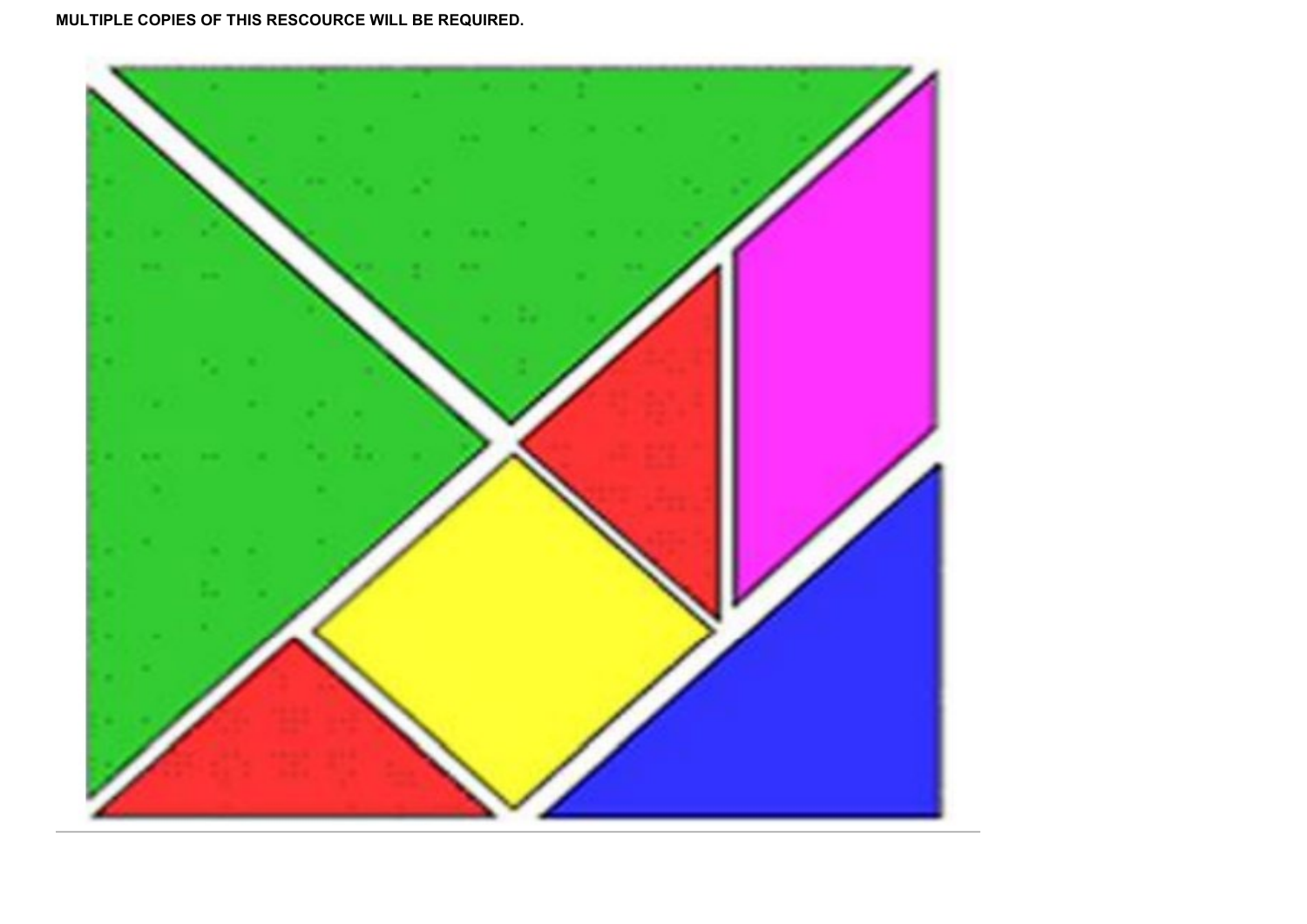**MULTIPLE COPIES OF THIS RESCOURCE WILL BE REQUIRED.**